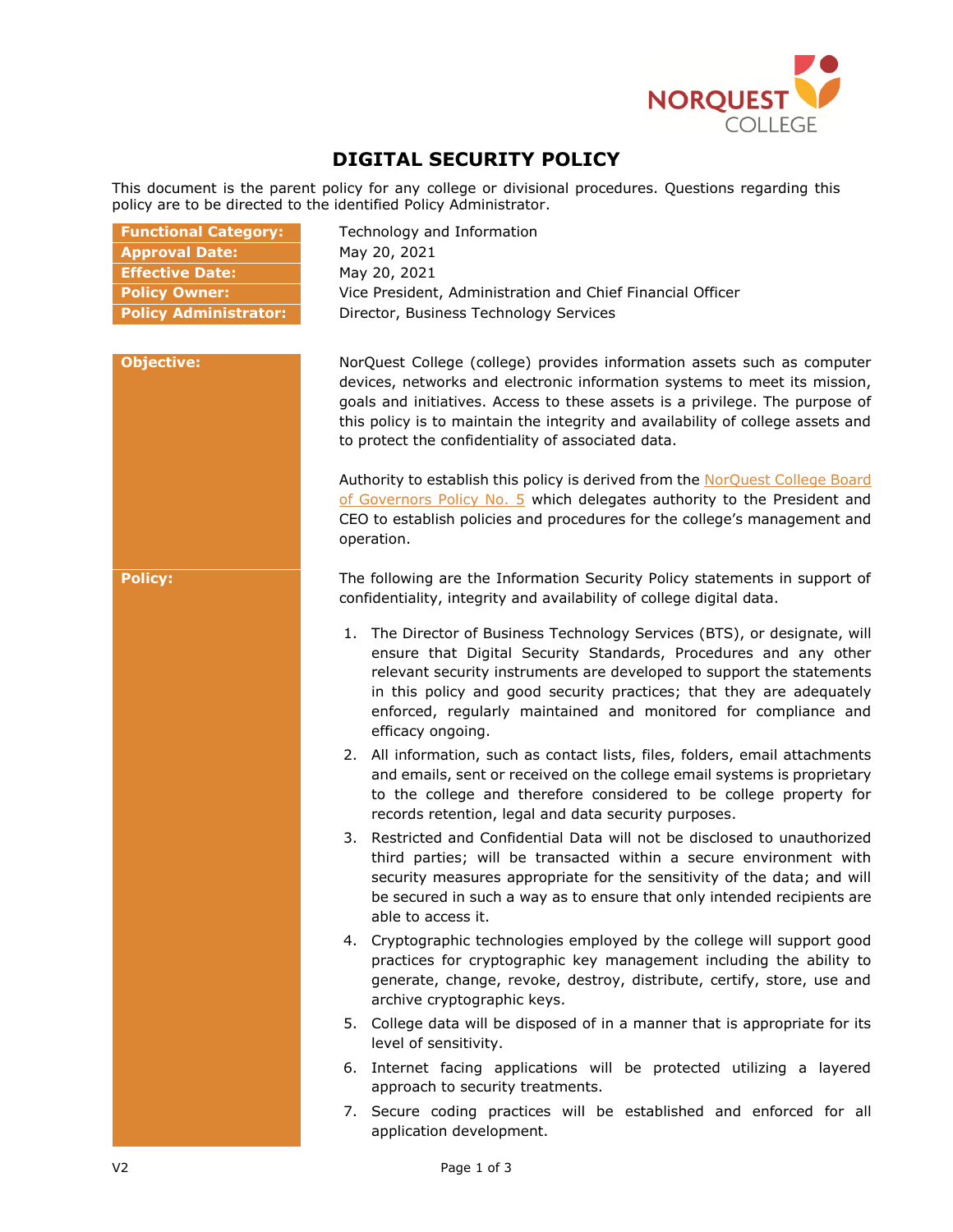# DIGITAL SECURITY POLICY

This document is the parent policy for any college or divisional procedures. Questions regarding this policy are to be directed to the identified Policy Administrator.

| | |
|---|---|
| **Functional Category:** | Technology and Information |
| **Approval Date:** | May 20, 2021 |
| **Effective Date:** | May 20, 2021 |
| **Policy Owner:** | Vice President, Administration and Chief Financial Officer |
| **Policy Administrator:** | Director, Business Technology Services |

**Objective:**

NorQuest College (college) provides information assets such as computer devices, networks and electronic information systems to meet its mission, goals and initiatives. Access to these assets is a privilege. The purpose of this policy is to maintain the integrity and availability of college assets and to protect the confidentiality of associated data.

Authority to establish this policy is derived from the NorQuest College Board of Governors Policy No. 5 which delegates authority to the President and CEO to establish policies and procedures for the college's management and operation.

**Policy:**

The following are the Information Security Policy statements in support of confidentiality, integrity and availability of college digital data.

1. The Director of Business Technology Services (BTS), or designate, will ensure that Digital Security Standards, Procedures and any other relevant security instruments are developed to support the statements in this policy and good security practices; that they are adequately enforced, regularly maintained and monitored for compliance and efficacy ongoing.
2. All information, such as contact lists, files, folders, email attachments and emails, sent or received on the college email systems is proprietary to the college and therefore considered to be college property for records retention, legal and data security purposes.
3. Restricted and Confidential Data will not be disclosed to unauthorized third parties; will be transacted within a secure environment with security measures appropriate for the sensitivity of the data; and will be secured in such a way as to ensure that only intended recipients are able to access it.
4. Cryptographic technologies employed by the college will support good practices for cryptographic key management including the ability to generate, change, revoke, destroy, distribute, certify, store, use and archive cryptographic keys.
5. College data will be disposed of in a manner that is appropriate for its level of sensitivity.
6. Internet facing applications will be protected utilizing a layered approach to security treatments.
7. Secure coding practices will be established and enforced for all application development.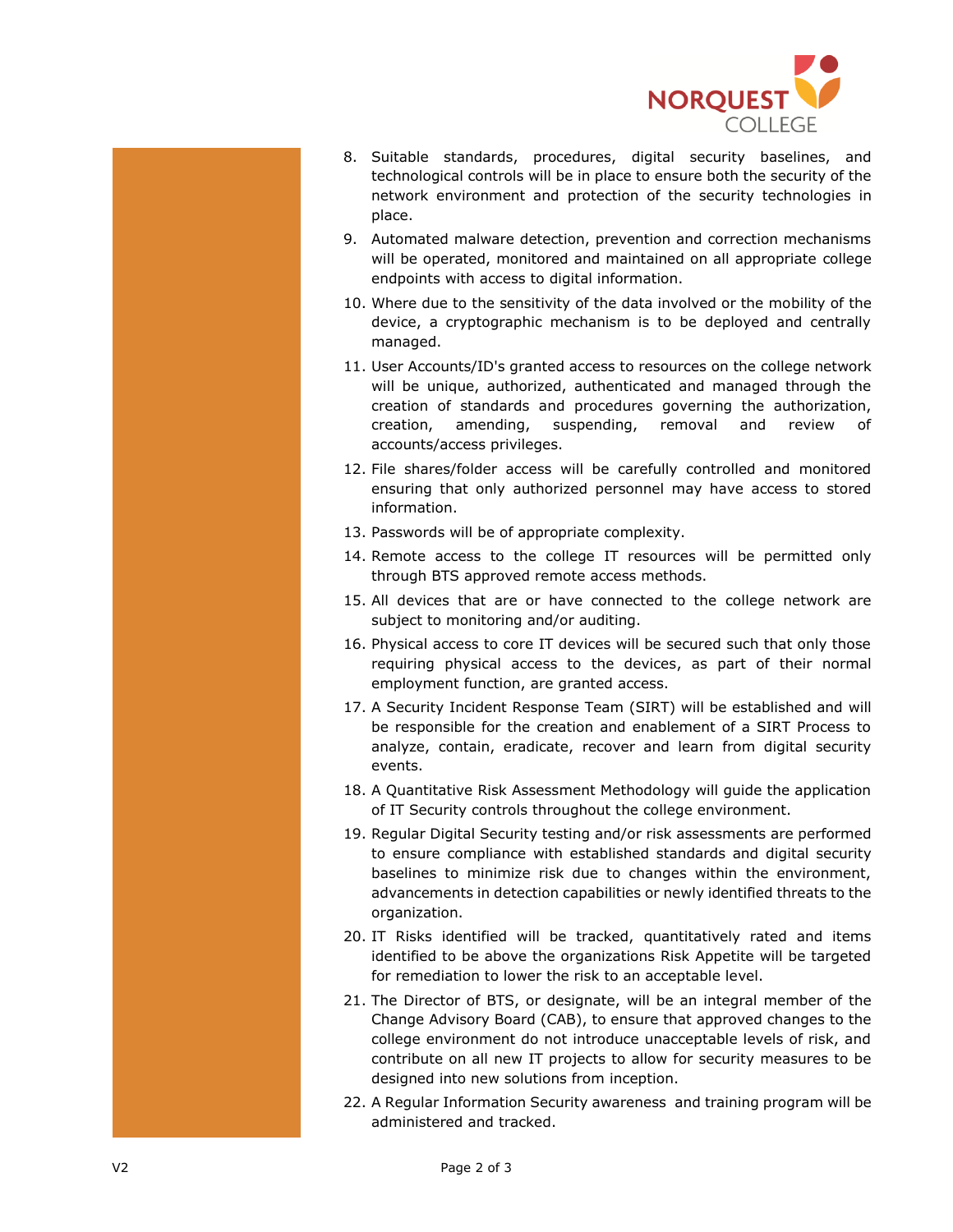8. Suitable standards, procedures, digital security baselines, and technological controls will be in place to ensure both the security of the network environment and protection of the security technologies in place.
9. Automated malware detection, prevention and correction mechanisms will be operated, monitored and maintained on all appropriate college endpoints with access to digital information.
10. Where due to the sensitivity of the data involved or the mobility of the device, a cryptographic mechanism is to be deployed and centrally managed.
11. User Accounts/ID's granted access to resources on the college network will be unique, authorized, authenticated and managed through the creation of standards and procedures governing the authorization, creation, amending, suspending, removal and review of accounts/access privileges.
12. File shares/folder access will be carefully controlled and monitored ensuring that only authorized personnel may have access to stored information.
13. Passwords will be of appropriate complexity.
14. Remote access to the college IT resources will be permitted only through BTS approved remote access methods.
15. All devices that are or have connected to the college network are subject to monitoring and/or auditing.
16. Physical access to core IT devices will be secured such that only those requiring physical access to the devices, as part of their normal employment function, are granted access.
17. A Security Incident Response Team (SIRT) will be established and will be responsible for the creation and enablement of a SIRT Process to analyze, contain, eradicate, recover and learn from digital security events.
18. A Quantitative Risk Assessment Methodology will guide the application of IT Security controls throughout the college environment.
19. Regular Digital Security testing and/or risk assessments are performed to ensure compliance with established standards and digital security baselines to minimize risk due to changes within the environment, advancements in detection capabilities or newly identified threats to the organization.
20. IT Risks identified will be tracked, quantitatively rated and items identified to be above the organizations Risk Appetite will be targeted for remediation to lower the risk to an acceptable level.
21. The Director of BTS, or designate, will be an integral member of the Change Advisory Board (CAB), to ensure that approved changes to the college environment do not introduce unacceptable levels of risk, and contribute on all new IT projects to allow for security measures to be designed into new solutions from inception.
22. A Regular Information Security awareness and training program will be administered and tracked.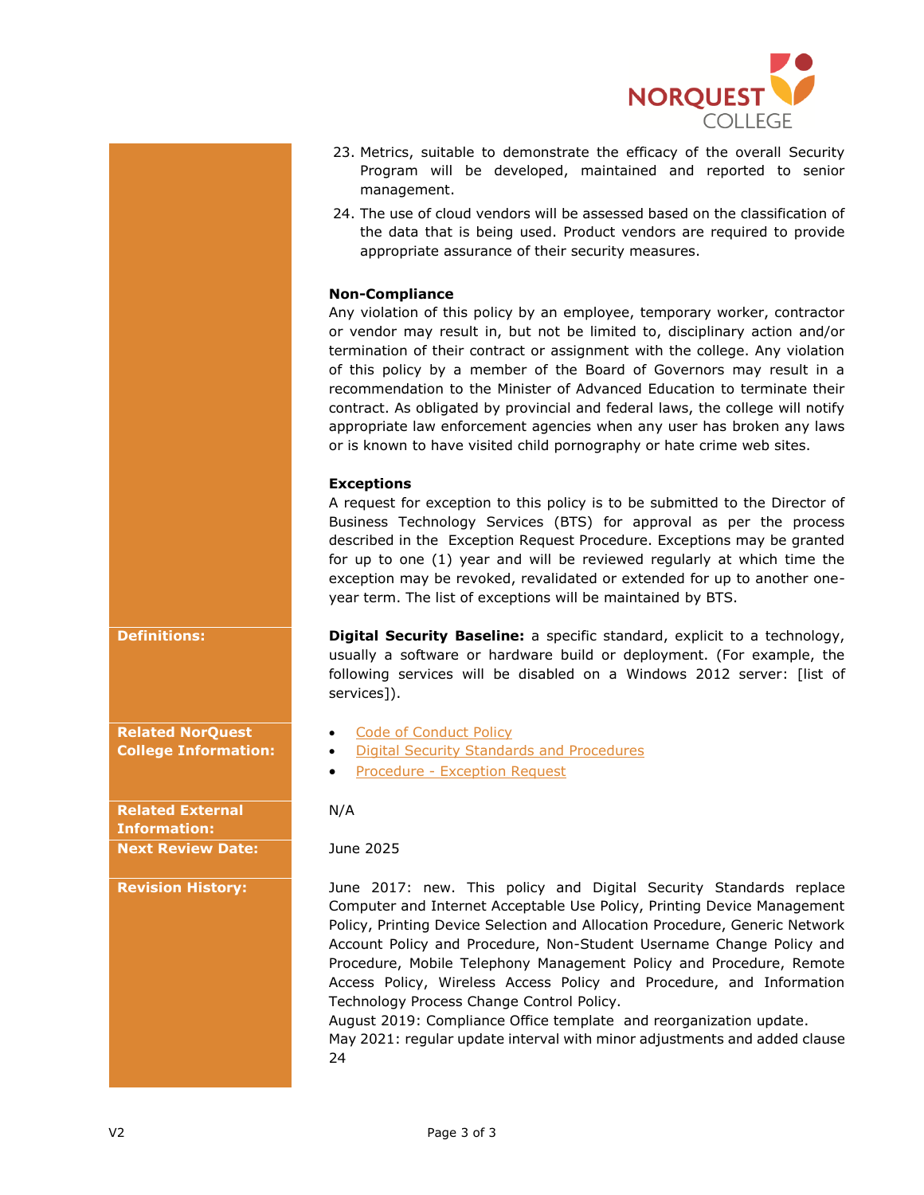23. Metrics, suitable to demonstrate the efficacy of the overall Security Program will be developed, maintained and reported to senior management.
24. The use of cloud vendors will be assessed based on the classification of the data that is being used. Product vendors are required to provide appropriate assurance of their security measures.

**Non-Compliance**

Any violation of this policy by an employee, temporary worker, contractor or vendor may result in, but not be limited to, disciplinary action and/or termination of their contract or assignment with the college. Any violation of this policy by a member of the Board of Governors may result in a recommendation to the Minister of Advanced Education to terminate their contract. As obligated by provincial and federal laws, the college will notify appropriate law enforcement agencies when any user has broken any laws or is known to have visited child pornography or hate crime web sites.

**Exceptions**

A request for exception to this policy is to be submitted to the Director of Business Technology Services (BTS) for approval as per the process described in the Exception Request Procedure. Exceptions may be granted for up to one (1) year and will be reviewed regularly at which time the exception may be revoked, revalidated or extended for up to another one-year term. The list of exceptions will be maintained by BTS.

**Definitions:**

**Digital Security Baseline:** a specific standard, explicit to a technology, usually a software or hardware build or deployment. (For example, the following services will be disabled on a Windows 2012 server: [list of services]).

**Related NorQuest College Information:**

- Code of Conduct Policy
- Digital Security Standards and Procedures
- Procedure - Exception Request

**Related External Information:**

N/A

**Next Review Date:**

June 2025

**Revision History:**

June 2017: new. This policy and Digital Security Standards replace Computer and Internet Acceptable Use Policy, Printing Device Management Policy, Printing Device Selection and Allocation Procedure, Generic Network Account Policy and Procedure, Non-Student Username Change Policy and Procedure, Mobile Telephony Management Policy and Procedure, Remote Access Policy, Wireless Access Policy and Procedure, and Information Technology Process Change Control Policy.
August 2019: Compliance Office template and reorganization update.
May 2021: regular update interval with minor adjustments and added clause 24

V2